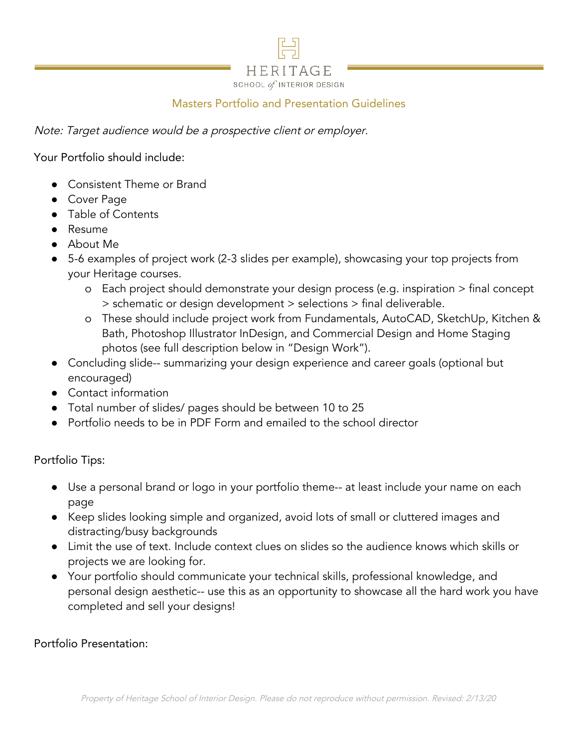# HERITAGE

SCHOOL *of* INTERIOR DESIGN

## Masters Portfolio and Presentation Guidelines

*Note: Target audience would be a prospective client or employer.*

Your Portfolio should include:

- Consistent Theme or Brand
- Cover Page
- Table of Contents
- Resume
- About Me
- 5-6 examples of project work (2-3 slides per example), showcasing your top projects from your Heritage courses.
    - o Each project should demonstrate your design process (e.g. inspiration > final concept > schematic or design development > selections > final deliverable.
    - o These should include project work from Fundamentals, AutoCAD, SketchUp, Kitchen & Bath, Photoshop Illustrator InDesign, and Commercial Design and Home Staging photos (see full description below in "Design Work").
- Concluding slide-- summarizing your design experience and career goals (optional but encouraged)
- Contact information
- Total number of slides/ pages should be between 10 to 25
- Portfolio needs to be in PDF Form and emailed to the school director

Portfolio Tips:

- Use a personal brand or logo in your portfolio theme-- at least include your name on each page
- Keep slides looking simple and organized, avoid lots of small or cluttered images and distracting/busy backgrounds
- Limit the use of text. Include context clues on slides so the audience knows which skills or projects we are looking for.
- Your portfolio should communicate your technical skills, professional knowledge, and personal design aesthetic-- use this as an opportunity to showcase all the hard work you have completed and sell your designs!

Portfolio Presentation: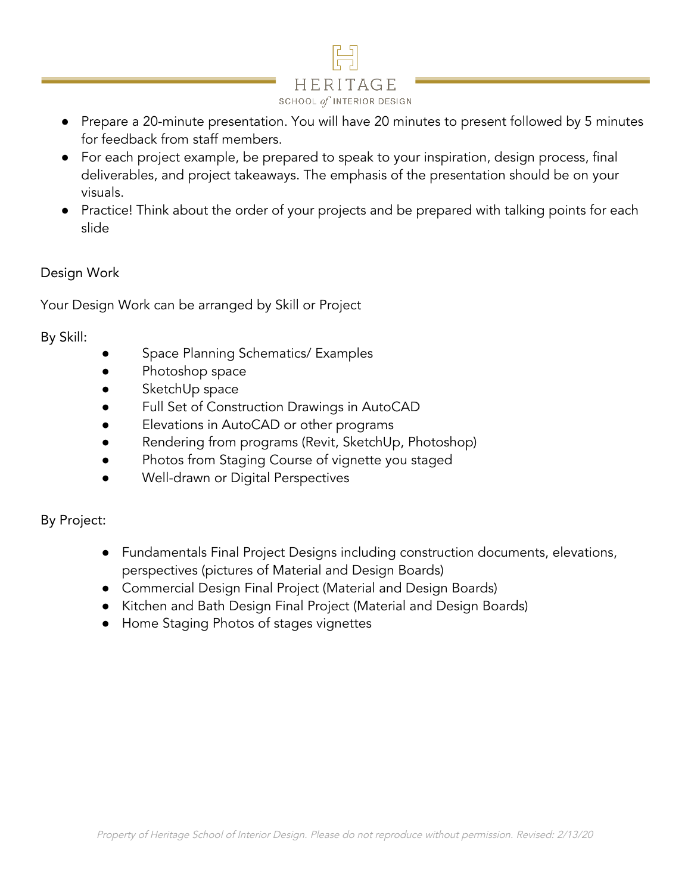- Prepare a 20-minute presentation. You will have 20 minutes to present followed by 5 minutes for feedback from staff members.
- For each project example, be prepared to speak to your inspiration, design process, final deliverables, and project takeaways. The emphasis of the presentation should be on your visuals.
- Practice! Think about the order of your projects and be prepared with talking points for each slide

Design Work

Your Design Work can be arranged by Skill or Project

By Skill:

- Space Planning Schematics/ Examples
- Photoshop space
- SketchUp space
- Full Set of Construction Drawings in AutoCAD
- Elevations in AutoCAD or other programs
- Rendering from programs (Revit, SketchUp, Photoshop)
- Photos from Staging Course of vignette you staged
- Well-drawn or Digital Perspectives

By Project:

- Fundamentals Final Project Designs including construction documents, elevations, perspectives (pictures of Material and Design Boards)
- Commercial Design Final Project (Material and Design Boards)
- Kitchen and Bath Design Final Project (Material and Design Boards)
- Home Staging Photos of stages vignettes